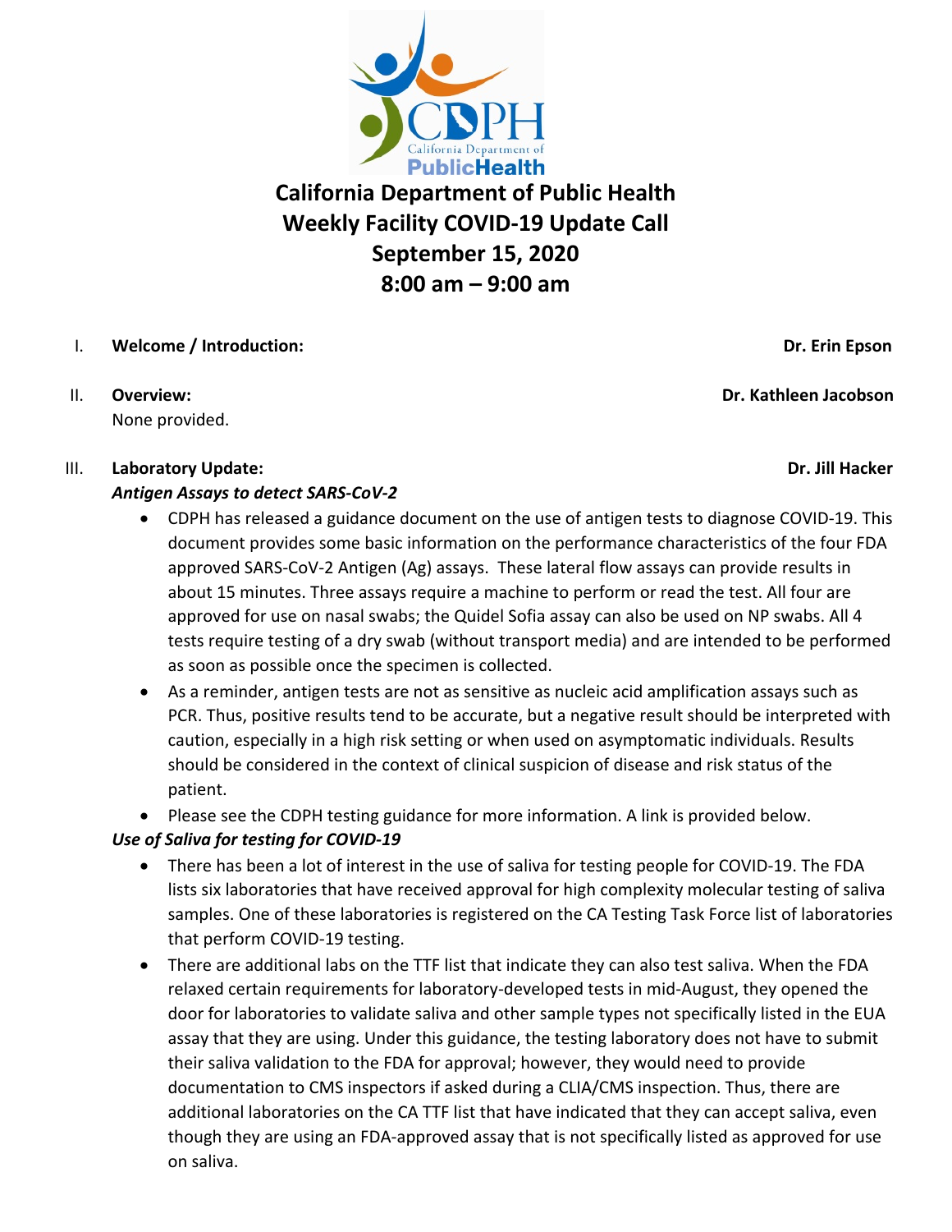# California Department of Public Health
# Weekly Facility COVID-19 Update Call
# September 15, 2020
# 8:00 am – 9:00 am

I. **Welcome / Introduction:** **Dr. Erin Epson**

II. **Overview:** **Dr. Kathleen Jacobson**

None provided.

III. **Laboratory Update:** **Dr. Jill Hacker**

***Antigen Assays to detect SARS-CoV-2***

- CDPH has released a guidance document on the use of antigen tests to diagnose COVID-19. This document provides some basic information on the performance characteristics of the four FDA approved SARS-CoV-2 Antigen (Ag) assays. These lateral flow assays can provide results in about 15 minutes. Three assays require a machine to perform or read the test. All four are approved for use on nasal swabs; the Quidel Sofia assay can also be used on NP swabs. All 4 tests require testing of a dry swab (without transport media) and are intended to be performed as soon as possible once the specimen is collected.
- As a reminder, antigen tests are not as sensitive as nucleic acid amplification assays such as PCR. Thus, positive results tend to be accurate, but a negative result should be interpreted with caution, especially in a high risk setting or when used on asymptomatic individuals. Results should be considered in the context of clinical suspicion of disease and risk status of the patient.
- Please see the CDPH testing guidance for more information. A link is provided below.

***Use of Saliva for testing for COVID-19***

- There has been a lot of interest in the use of saliva for testing people for COVID-19. The FDA lists six laboratories that have received approval for high complexity molecular testing of saliva samples. One of these laboratories is registered on the CA Testing Task Force list of laboratories that perform COVID-19 testing.
- There are additional labs on the TTF list that indicate they can also test saliva. When the FDA relaxed certain requirements for laboratory-developed tests in mid-August, they opened the door for laboratories to validate saliva and other sample types not specifically listed in the EUA assay that they are using. Under this guidance, the testing laboratory does not have to submit their saliva validation to the FDA for approval; however, they would need to provide documentation to CMS inspectors if asked during a CLIA/CMS inspection. Thus, there are additional laboratories on the CA TTF list that have indicated that they can accept saliva, even though they are using an FDA-approved assay that is not specifically listed as approved for use on saliva.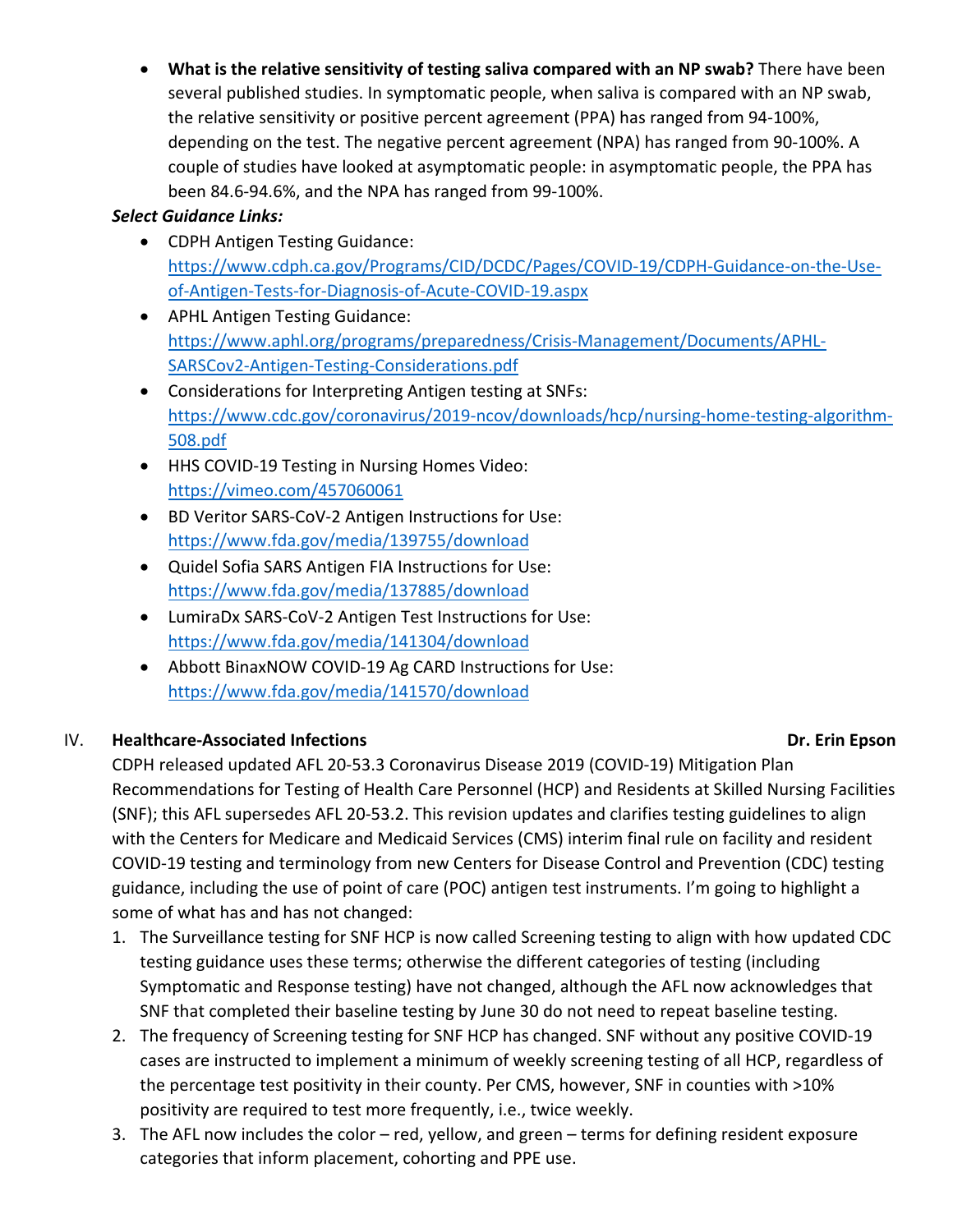- **What is the relative sensitivity of testing saliva compared with an NP swab?** There have been several published studies. In symptomatic people, when saliva is compared with an NP swab, the relative sensitivity or positive percent agreement (PPA) has ranged from 94-100%, depending on the test. The negative percent agreement (NPA) has ranged from 90-100%. A couple of studies have looked at asymptomatic people: in asymptomatic people, the PPA has been 84.6-94.6%, and the NPA has ranged from 99-100%.

***Select Guidance Links:***

- CDPH Antigen Testing Guidance: https://www.cdph.ca.gov/Programs/CID/DCDC/Pages/COVID-19/CDPH-Guidance-on-the-Use-of-Antigen-Tests-for-Diagnosis-of-Acute-COVID-19.aspx
- APHL Antigen Testing Guidance: https://www.aphl.org/programs/preparedness/Crisis-Management/Documents/APHL-SARSCov2-Antigen-Testing-Considerations.pdf
- Considerations for Interpreting Antigen testing at SNFs: https://www.cdc.gov/coronavirus/2019-ncov/downloads/hcp/nursing-home-testing-algorithm-508.pdf
- HHS COVID-19 Testing in Nursing Homes Video: https://vimeo.com/457060061
- BD Veritor SARS-CoV-2 Antigen Instructions for Use: https://www.fda.gov/media/139755/download
- Quidel Sofia SARS Antigen FIA Instructions for Use: https://www.fda.gov/media/137885/download
- LumiraDx SARS-CoV-2 Antigen Test Instructions for Use: https://www.fda.gov/media/141304/download
- Abbott BinaxNOW COVID-19 Ag CARD Instructions for Use: https://www.fda.gov/media/141570/download

## IV. Healthcare-Associated Infections — Dr. Erin Epson

CDPH released updated AFL 20-53.3 Coronavirus Disease 2019 (COVID-19) Mitigation Plan Recommendations for Testing of Health Care Personnel (HCP) and Residents at Skilled Nursing Facilities (SNF); this AFL supersedes AFL 20-53.2. This revision updates and clarifies testing guidelines to align with the Centers for Medicare and Medicaid Services (CMS) interim final rule on facility and resident COVID-19 testing and terminology from new Centers for Disease Control and Prevention (CDC) testing guidance, including the use of point of care (POC) antigen test instruments. I'm going to highlight a some of what has and has not changed:

1. The Surveillance testing for SNF HCP is now called Screening testing to align with how updated CDC testing guidance uses these terms; otherwise the different categories of testing (including Symptomatic and Response testing) have not changed, although the AFL now acknowledges that SNF that completed their baseline testing by June 30 do not need to repeat baseline testing.
2. The frequency of Screening testing for SNF HCP has changed. SNF without any positive COVID-19 cases are instructed to implement a minimum of weekly screening testing of all HCP, regardless of the percentage test positivity in their county. Per CMS, however, SNF in counties with >10% positivity are required to test more frequently, i.e., twice weekly.
3. The AFL now includes the color – red, yellow, and green – terms for defining resident exposure categories that inform placement, cohorting and PPE use.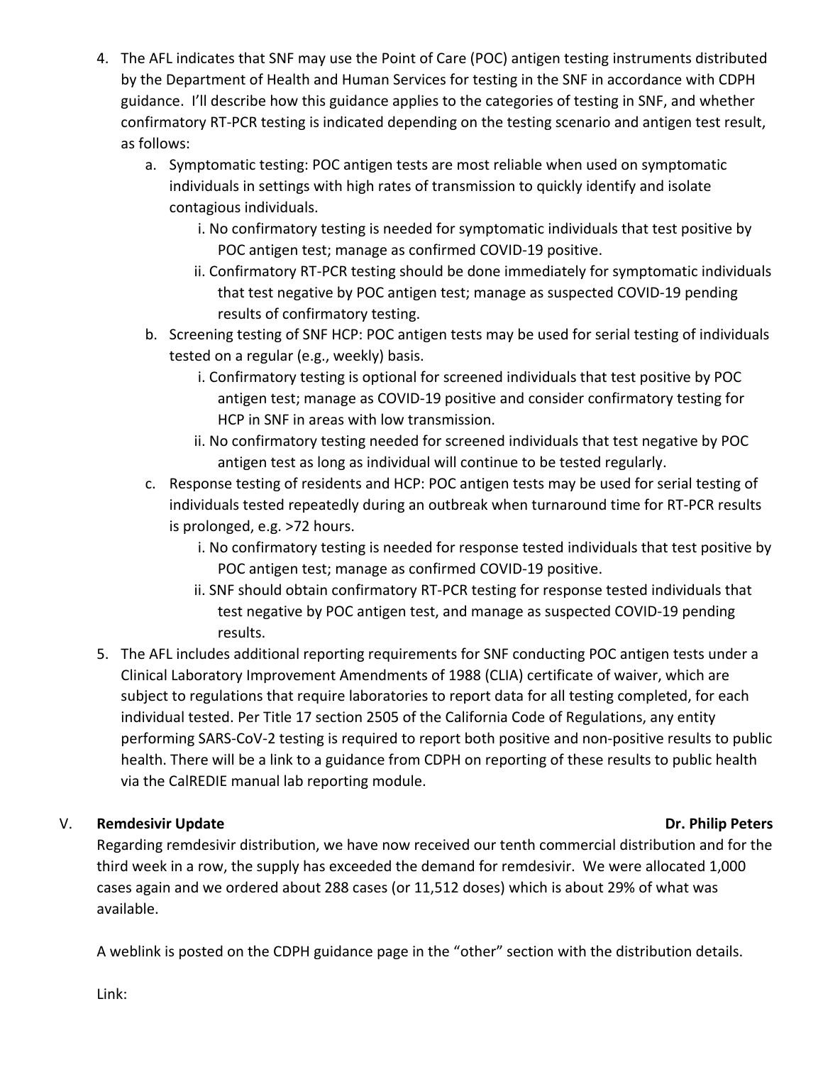4. The AFL indicates that SNF may use the Point of Care (POC) antigen testing instruments distributed by the Department of Health and Human Services for testing in the SNF in accordance with CDPH guidance. I'll describe how this guidance applies to the categories of testing in SNF, and whether confirmatory RT-PCR testing is indicated depending on the testing scenario and antigen test result, as follows:
   a. Symptomatic testing: POC antigen tests are most reliable when used on symptomatic individuals in settings with high rates of transmission to quickly identify and isolate contagious individuals.
      i. No confirmatory testing is needed for symptomatic individuals that test positive by POC antigen test; manage as confirmed COVID-19 positive.
      ii. Confirmatory RT-PCR testing should be done immediately for symptomatic individuals that test negative by POC antigen test; manage as suspected COVID-19 pending results of confirmatory testing.
   b. Screening testing of SNF HCP: POC antigen tests may be used for serial testing of individuals tested on a regular (e.g., weekly) basis.
      i. Confirmatory testing is optional for screened individuals that test positive by POC antigen test; manage as COVID-19 positive and consider confirmatory testing for HCP in SNF in areas with low transmission.
      ii. No confirmatory testing needed for screened individuals that test negative by POC antigen test as long as individual will continue to be tested regularly.
   c. Response testing of residents and HCP: POC antigen tests may be used for serial testing of individuals tested repeatedly during an outbreak when turnaround time for RT-PCR results is prolonged, e.g. >72 hours.
      i. No confirmatory testing is needed for response tested individuals that test positive by POC antigen test; manage as confirmed COVID-19 positive.
      ii. SNF should obtain confirmatory RT-PCR testing for response tested individuals that test negative by POC antigen test, and manage as suspected COVID-19 pending results.
5. The AFL includes additional reporting requirements for SNF conducting POC antigen tests under a Clinical Laboratory Improvement Amendments of 1988 (CLIA) certificate of waiver, which are subject to regulations that require laboratories to report data for all testing completed, for each individual tested. Per Title 17 section 2505 of the California Code of Regulations, any entity performing SARS-CoV-2 testing is required to report both positive and non-positive results to public health. There will be a link to a guidance from CDPH on reporting of these results to public health via the CalREDIE manual lab reporting module.

## V. Remdesivir Update — Dr. Philip Peters

Regarding remdesivir distribution, we have now received our tenth commercial distribution and for the third week in a row, the supply has exceeded the demand for remdesivir. We were allocated 1,000 cases again and we ordered about 288 cases (or 11,512 doses) which is about 29% of what was available.

A weblink is posted on the CDPH guidance page in the "other" section with the distribution details.

Link: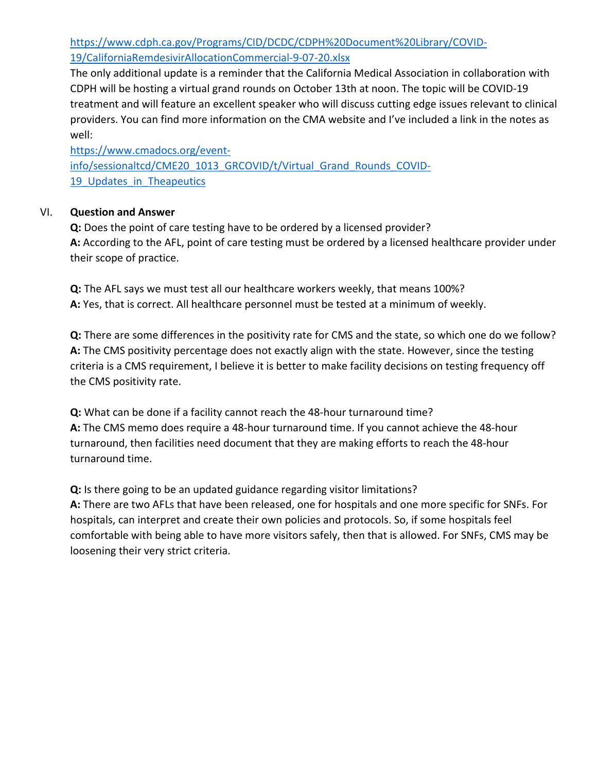https://www.cdph.ca.gov/Programs/CID/DCDC/CDPH%20Document%20Library/COVID-19/CaliforniaRemdesivirAllocationCommercial-9-07-20.xlsx

The only additional update is a reminder that the California Medical Association in collaboration with CDPH will be hosting a virtual grand rounds on October 13th at noon. The topic will be COVID-19 treatment and will feature an excellent speaker who will discuss cutting edge issues relevant to clinical providers. You can find more information on the CMA website and I've included a link in the notes as well:

https://www.cmadocs.org/event-info/sessionaltcd/CME20_1013_GRCOVID/t/Virtual_Grand_Rounds_COVID-19_Updates_in_Theapeutics

## VI. Question and Answer

**Q:** Does the point of care testing have to be ordered by a licensed provider?

**A:** According to the AFL, point of care testing must be ordered by a licensed healthcare provider under their scope of practice.

**Q:** The AFL says we must test all our healthcare workers weekly, that means 100%?

**A:** Yes, that is correct. All healthcare personnel must be tested at a minimum of weekly.

**Q:** There are some differences in the positivity rate for CMS and the state, so which one do we follow?

**A:** The CMS positivity percentage does not exactly align with the state. However, since the testing criteria is a CMS requirement, I believe it is better to make facility decisions on testing frequency off the CMS positivity rate.

**Q:** What can be done if a facility cannot reach the 48-hour turnaround time?

**A:** The CMS memo does require a 48-hour turnaround time. If you cannot achieve the 48-hour turnaround, then facilities need document that they are making efforts to reach the 48-hour turnaround time.

**Q:** Is there going to be an updated guidance regarding visitor limitations?

**A:** There are two AFLs that have been released, one for hospitals and one more specific for SNFs. For hospitals, can interpret and create their own policies and protocols. So, if some hospitals feel comfortable with being able to have more visitors safely, then that is allowed. For SNFs, CMS may be loosening their very strict criteria.